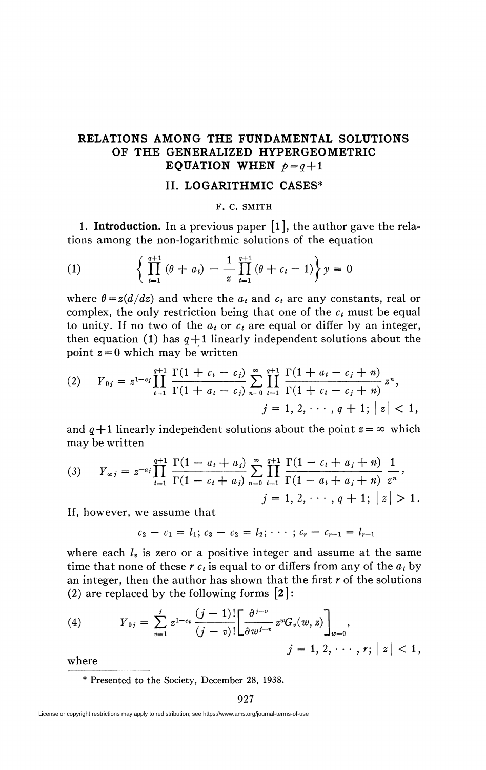# RELATIONS AMONG THE FUNDAMENTAL SOLUTIONS OF THE GENERALIZED HYPERGEOMETRIC EQUATION WHEN $p=q+1$

## II. LOGARITHMIC CASES*

F. C. SMITH

**1. Introduction.** In a previous paper [1], the author gave the relations among the non-logarithmic solutions of the equation

$$(1)\qquad \left\{ \prod_{t=1}^{q+1} (\theta + a_t) - \frac{1}{z} \prod_{t=1}^{q+1} (\theta + c_t - 1) \right\} y = 0$$

where $\theta = z(d/dz)$ and where the $a_t$ and $c_t$ are any constants, real or complex, the only restriction being that one of the $c_t$ must be equal to unity. If no two of the $a_t$ or $c_t$ are equal or differ by an integer, then equation (1) has $q+1$ linearly independent solutions about the point $z=0$ which may be written

$$(2)\qquad Y_{0j} = z^{1-c_j} \prod_{t=1}^{q+1} \frac{\Gamma(1 + c_t - c_j)}{\Gamma(1 + a_t - c_j)} \sum_{n=0}^{\infty} \prod_{t=1}^{q+1} \frac{\Gamma(1 + a_t - c_j + n)}{\Gamma(1 + c_t - c_j + n)} z^n,$$

$$j = 1, 2, \cdots, q+1; \ |z| < 1,$$

and $q+1$ linearly independent solutions about the point $z=\infty$ which may be written

$$(3)\qquad Y_{\infty j} = z^{-a_j} \prod_{t=1}^{q+1} \frac{\Gamma(1 - a_t + a_j)}{\Gamma(1 - c_t + a_j)} \sum_{n=0}^{\infty} \prod_{t=1}^{q+1} \frac{\Gamma(1 - c_t + a_j + n)}{\Gamma(1 - a_t + a_j + n)} \frac{1}{z^n},$$

$$j = 1, 2, \cdots, q+1; \ |z| > 1.$$

If, however, we assume that

$$c_2 - c_1 = l_1;\ c_3 - c_2 = l_2;\ \cdots;\ c_r - c_{r-1} = l_{r-1}$$

where each $l_v$ is zero or a positive integer and assume at the same time that none of these $r$ $c_t$ is equal to or differs from any of the $a_t$ by an integer, then the author has shown that the first $r$ of the solutions (2) are replaced by the following forms [2]:

$$(4)\qquad Y_{0j} = \sum_{v=1}^{j} z^{1-c_v} \frac{(j-1)!}{(j-v)!} \left[ \frac{\partial^{j-v}}{\partial w^{j-v}} z^w G_v(w, z) \right]_{w=0},$$

$$j = 1, 2, \cdots, r; \ |z| < 1,$$

where

* Presented to the Society, December 28, 1938.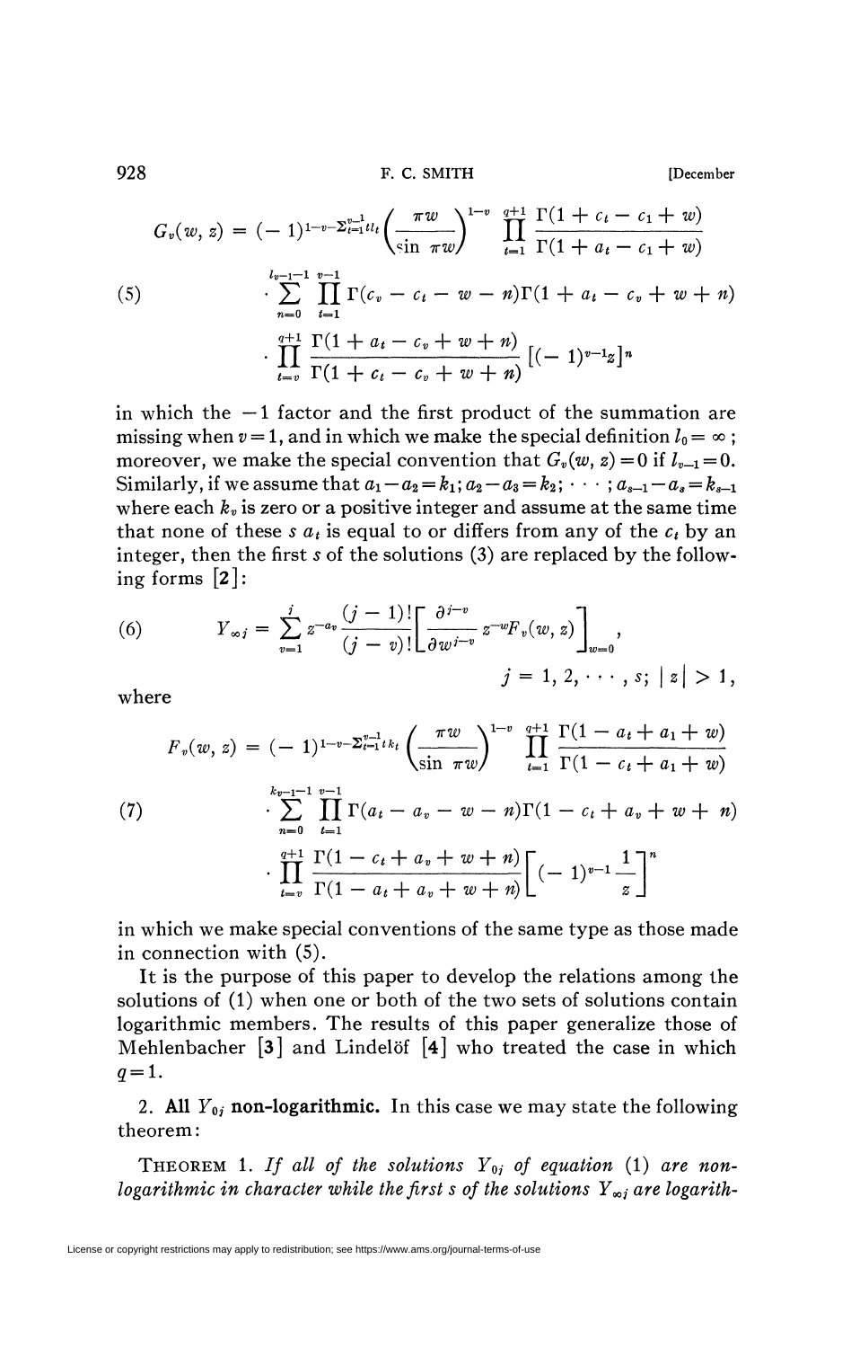$$
\begin{aligned}
G_v(w, z) = (-1)^{1-v-\sum_{t=1}^{v-1} t l_t} \left(\frac{\pi w}{\sin \pi w}\right)^{1-v} \prod_{t=1}^{q+1} \frac{\Gamma(1 + c_t - c_1 + w)}{\Gamma(1 + a_t - c_1 + w)} \\
\cdot \sum_{n=0}^{l_{v-1}-1} \prod_{t=1}^{v-1} \Gamma(c_v - c_t - w - n)\Gamma(1 + a_t - c_v + w + n) \\
\cdot \prod_{t=v}^{q+1} \frac{\Gamma(1 + a_t - c_v + w + n)}{\Gamma(1 + c_t - c_v + w + n)} [(-1)^{v-1} z]^n
\end{aligned}
\tag{5}
$$

in which the $-1$ factor and the first product of the summation are missing when $v = 1$, and in which we make the special definition $l_0 = \infty$; moreover, we make the special convention that $G_v(w, z) = 0$ if $l_{v-1} = 0$. Similarly, if we assume that $a_1 - a_2 = k_1$; $a_2 - a_3 = k_2$; $\cdots$; $a_{s-1} - a_s = k_{s-1}$ where each $k_v$ is zero or a positive integer and assume at the same time that none of these $s$ $a_t$ is equal to or differs from any of the $c_t$ by an integer, then the first $s$ of the solutions (3) are replaced by the following forms [2]:

$$
Y_{\infty j} = \sum_{v=1}^{j} z^{-a_v} \frac{(j-1)!}{(j-v)!} \left[\frac{\partial^{j-v}}{\partial w^{j-v}} z^{-w} F_v(w, z)\right]_{w=0}, \tag{6}
$$

$$
j = 1, 2, \cdots, s; \; |z| > 1,
$$

where

$$
\begin{aligned}
F_v(w, z) = (-1)^{1-v-\sum_{t=1}^{v-1} t k_t} \left(\frac{\pi w}{\sin \pi w}\right)^{1-v} \prod_{t=1}^{q+1} \frac{\Gamma(1 - a_t + a_1 + w)}{\Gamma(1 - c_t + a_1 + w)} \\
\cdot \sum_{n=0}^{k_{v-1}-1} \prod_{t=1}^{v-1} \Gamma(a_t - a_v - w - n)\Gamma(1 - c_t + a_v + w + n) \\
\cdot \prod_{t=v}^{q+1} \frac{\Gamma(1 - c_t + a_v + w + n)}{\Gamma(1 - a_t + a_v + w + n)} \left[(-1)^{v-1} \frac{1}{z}\right]^n
\end{aligned}
\tag{7}
$$

in which we make special conventions of the same type as those made in connection with (5).

It is the purpose of this paper to develop the relations among the solutions of (1) when one or both of the two sets of solutions contain logarithmic members. The results of this paper generalize those of Mehlenbacher [3] and Lindelöf [4] who treated the case in which $q = 1$.

2. **All $Y_{0j}$ non-logarithmic.** In this case we may state the following theorem:

THEOREM 1. *If all of the solutions $Y_{0j}$ of equation (1) are non-logarithmic in character while the first $s$ of the solutions $Y_{\infty j}$ are logarith-*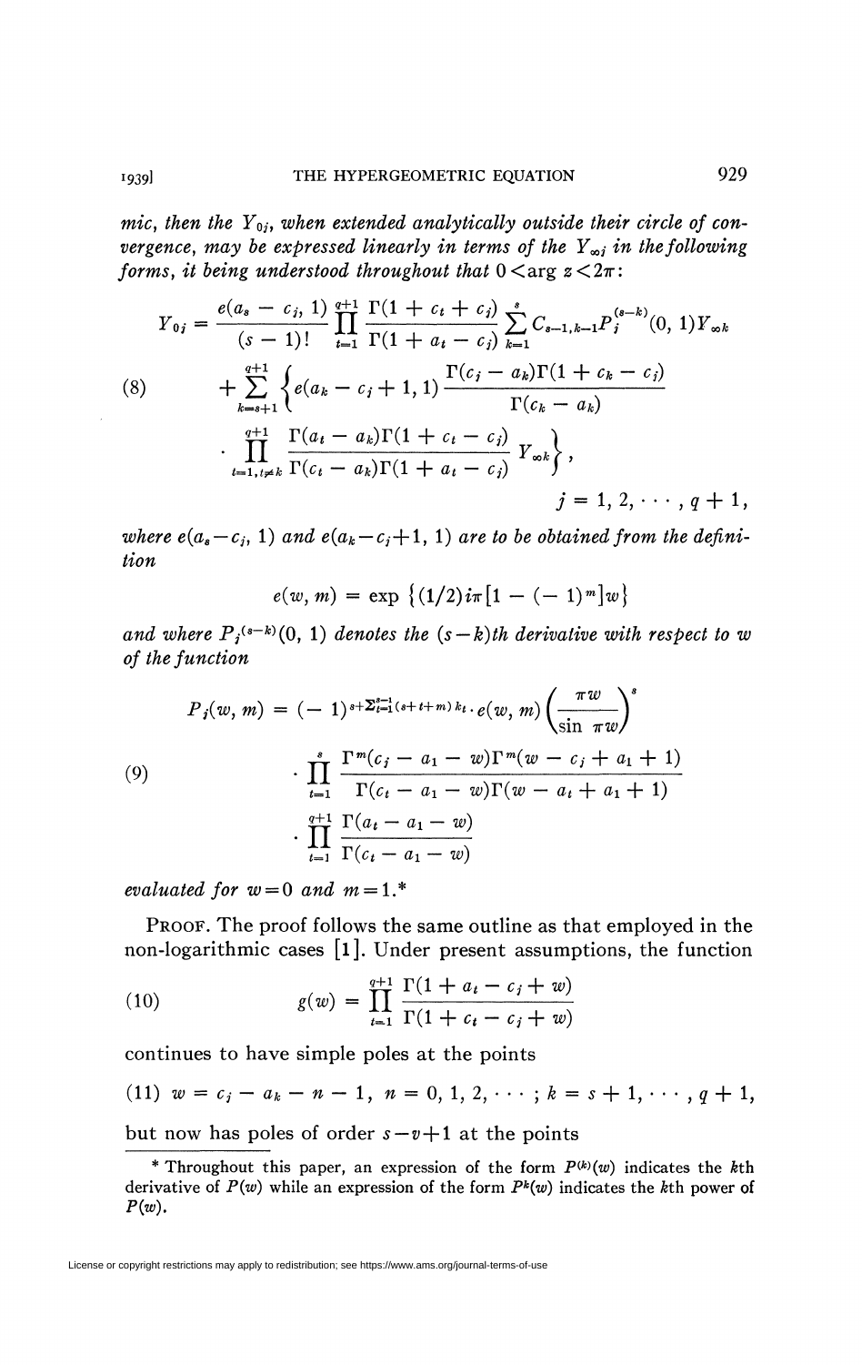*mic, then the $Y_{0j}$, when extended analytically outside their circle of convergence, may be expressed linearly in terms of the $Y_{\infty i}$ in the following forms, it being understood throughout that $0 < \arg z < 2\pi$:*

$$
\begin{aligned}
Y_{0j} = {} & \frac{e(a_s - c_j, 1)}{(s-1)!} \prod_{t=1}^{q+1} \frac{\Gamma(1 + c_t + c_j)}{\Gamma(1 + a_t - c_j)} \sum_{k=1}^{s} C_{s-1,k-1} P_j^{(s-k)}(0, 1) Y_{\infty k} \\
(8) \qquad & + \sum_{k=s+1}^{q+1} \Bigg\{ e(a_k - c_j + 1, 1) \frac{\Gamma(c_j - a_k)\Gamma(1 + c_k - c_j)}{\Gamma(c_k - a_k)} \\
& \cdot \prod_{t=1, t\neq k}^{q+1} \frac{\Gamma(a_t - a_k)\Gamma(1 + c_t - c_j)}{\Gamma(c_t - a_k)\Gamma(1 + a_t - c_j)} Y_{\infty k} \Bigg\}, \\
& \qquad\qquad\qquad\qquad\qquad\qquad j = 1, 2, \cdots, q+1,
\end{aligned}
$$

*where $e(a_s - c_j, 1)$ and $e(a_k - c_j + 1, 1)$ are to be obtained from the definition*

$$
e(w, m) = \exp\{(1/2)i\pi[1 - (-1)^m]w\}
$$

*and where $P_j^{(s-k)}(0, 1)$ denotes the $(s-k)$th derivative with respect to $w$ of the function*

$$
\begin{aligned}
P_j(w, m) = {} & (-1)^{s + \sum_{t=1}^{s-1}(s+t+m)k_t} \cdot e(w, m) \left(\frac{\pi w}{\sin \pi w}\right)^s \\
(9) \qquad & \cdot \prod_{t=1}^{s} \frac{\Gamma^m(c_j - a_1 - w)\Gamma^m(w - c_j + a_1 + 1)}{\Gamma(c_t - a_1 - w)\Gamma(w - a_t + a_1 + 1)} \\
& \cdot \prod_{t=1}^{q+1} \frac{\Gamma(a_t - a_1 - w)}{\Gamma(c_t - a_1 - w)}
\end{aligned}
$$

*evaluated for $w = 0$ and $m = 1$.\**

PROOF. The proof follows the same outline as that employed in the non-logarithmic cases [1]. Under present assumptions, the function

$$
(10) \qquad g(w) = \prod_{t=1}^{q+1} \frac{\Gamma(1 + a_t - c_j + w)}{\Gamma(1 + c_t - c_j + w)}
$$

continues to have simple poles at the points

$$
(11) \quad w = c_j - a_k - n - 1, \; n = 0, 1, 2, \cdots; \; k = s + 1, \cdots, q + 1,
$$

but now has poles of order $s - v + 1$ at the points

\* Throughout this paper, an expression of the form $P^{(k)}(w)$ indicates the $k$th derivative of $P(w)$ while an expression of the form $P^k(w)$ indicates the $k$th power of $P(w)$.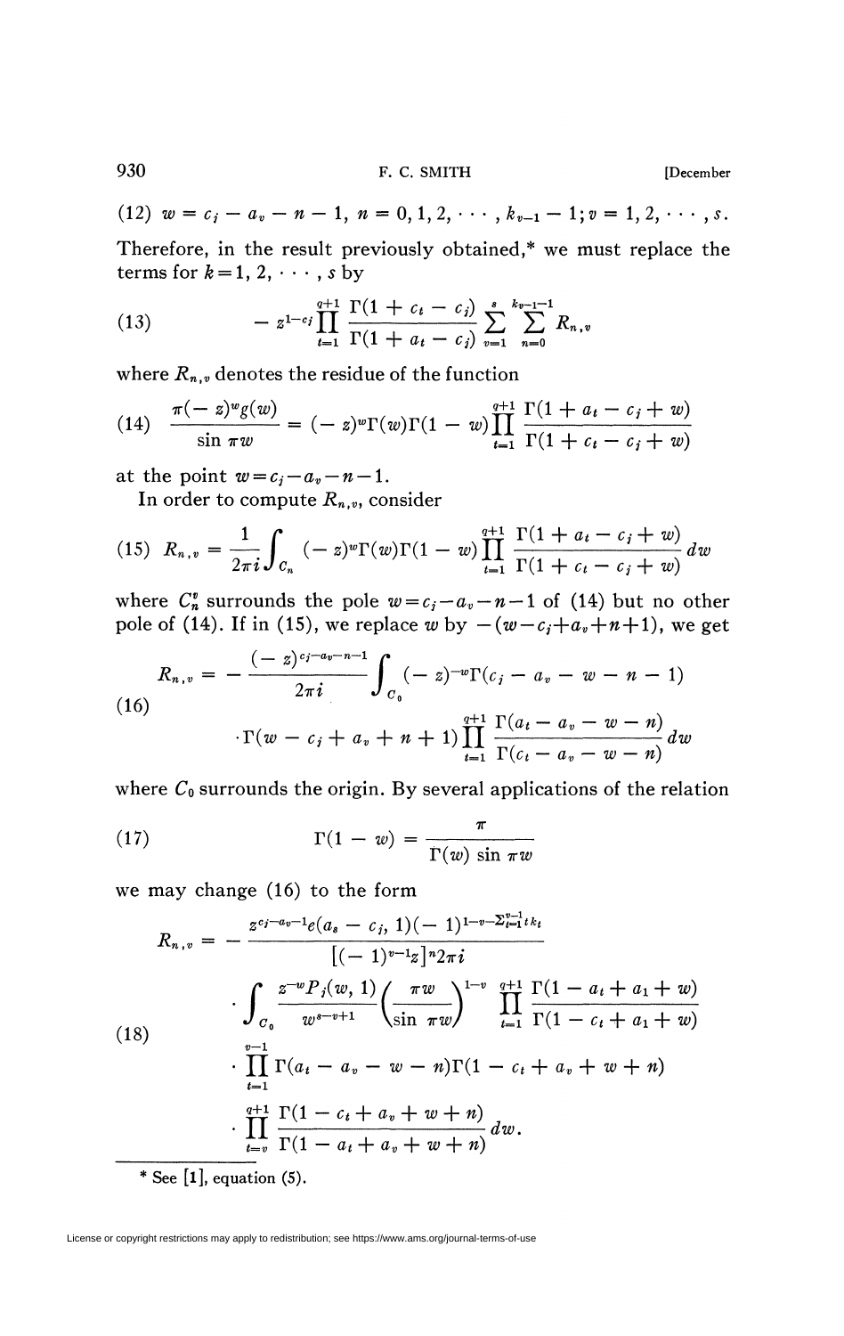(12) $w = c_j - a_v - n - 1,\ n = 0, 1, 2, \cdots, k_{v-1} - 1; v = 1, 2, \cdots, s.$

Therefore, in the result previously obtained,* we must replace the terms for $k = 1, 2, \cdots, s$ by

$$(13) \qquad - z^{1-c_j} \prod_{t=1}^{q+1} \frac{\Gamma(1 + c_t - c_j)}{\Gamma(1 + a_t - c_j)} \sum_{v=1}^{s} \sum_{n=0}^{k_{v-1}-1} R_{n,v}$$

where $R_{n,v}$ denotes the residue of the function

$$(14) \quad \frac{\pi(-z)^w g(w)}{\sin \pi w} = (-z)^w \Gamma(w)\Gamma(1 - w) \prod_{t=1}^{q+1} \frac{\Gamma(1 + a_t - c_j + w)}{\Gamma(1 + c_t - c_j + w)}$$

at the point $w = c_j - a_v - n - 1$.

In order to compute $R_{n,v}$, consider

$$(15) \quad R_{n,v} = \frac{1}{2\pi i} \int_{C_n} (-z)^w \Gamma(w)\Gamma(1 - w) \prod_{t=1}^{q+1} \frac{\Gamma(1 + a_t - c_j + w)}{\Gamma(1 + c_t - c_j + w)} dw$$

where $C_n^v$ surrounds the pole $w = c_j - a_v - n - 1$ of (14) but no other pole of (14). If in (15), we replace $w$ by $-(w - c_j + a_v + n + 1)$, we get

$$(16) \quad \begin{aligned} R_{n,v} = & - \frac{(-z)^{c_j - a_v - n - 1}}{2\pi i} \int_{C_0} (-z)^{-w} \Gamma(c_j - a_v - w - n - 1) \\ & \cdot \Gamma(w - c_j + a_v + n + 1) \prod_{t=1}^{q+1} \frac{\Gamma(a_t - a_v - w - n)}{\Gamma(c_t - a_v - w - n)} dw \end{aligned}$$

where $C_0$ surrounds the origin. By several applications of the relation

$$(17) \qquad \Gamma(1 - w) = \frac{\pi}{\Gamma(w) \sin \pi w}$$

we may change (16) to the form

$$(18) \quad \begin{aligned} R_{n,v} = & - \frac{z^{c_j - a_v - 1} e(a_s - c_j, 1)(-1)^{1 - v - \sum_{t=1}^{v-1} t k_t}}{[(-1)^{v-1} z]^n 2\pi i} \\ & \cdot \int_{C_0} \frac{z^{-w} P_j(w, 1)}{w^{s-v+1}} \left( \frac{\pi w}{\sin \pi w} \right)^{1-v} \prod_{t=1}^{q+1} \frac{\Gamma(1 - a_t + a_1 + w)}{\Gamma(1 - c_t + a_1 + w)} \\ & \cdot \prod_{t=1}^{v-1} \Gamma(a_t - a_v - w - n) \Gamma(1 - c_t + a_v + w + n) \\ & \cdot \prod_{t=v}^{q+1} \frac{\Gamma(1 - c_t + a_v + w + n)}{\Gamma(1 - a_t + a_v + w + n)} dw. \end{aligned}$$

---

* See [1], equation (5).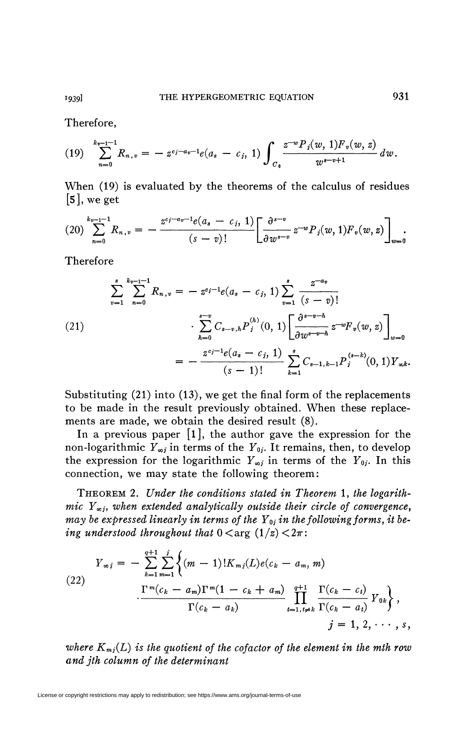Therefore,

$$\sum_{n=0}^{k_{v-1}-1} R_{n,v} = - z^{c_j - a_v - 1} e(a_s - c_j, 1) \int_{C_0} \frac{z^{-w} P_j(w, 1) F_v(w, z)}{w^{s-v+1}} dw. \tag{19}$$

When (19) is evaluated by the theorems of the calculus of residues [5], we get

$$\sum_{n=0}^{k_{v-1}-1} R_{n,v} = - \frac{z^{c_j - a_v - 1} e(a_s - c_j, 1)}{(s-v)!} \left[ \frac{\partial^{s-v}}{\partial w^{s-v}} z^{-w} P_j(w, 1) F_v(w, z) \right]_{w=0}. \tag{20}$$

Therefore

$$\begin{aligned} \sum_{v=1}^{s} \sum_{n=0}^{k_{v-1}-1} R_{n,v} &= - z^{c_j - 1} e(a_s - c_j, 1) \sum_{v=1}^{s} \frac{z^{-a_v}}{(s-v)!} \\ &\quad \cdot \sum_{h=0}^{s-v} C_{s-v,h} P_j^{(h)}(0, 1) \left[ \frac{\partial^{s-v-h}}{\partial w^{s-v-h}} z^{-w} F_v(w, z) \right]_{w=0} \\ &= - \frac{z^{c_j - 1} e(a_s - c_j, 1)}{(s-1)!} \sum_{k=1}^{s} C_{s-1,k-1} P_j^{(s-k)}(0, 1) Y_{\infty k}. \end{aligned} \tag{21}$$

Substituting (21) into (13), we get the final form of the replacements to be made in the result previously obtained. When these replacements are made, we obtain the desired result (8).

In a previous paper [1], the author gave the expression for the non-logarithmic $Y_{\infty j}$ in terms of the $Y_{0j}$. It remains, then, to develop the expression for the logarithmic $Y_{\infty j}$ in terms of the $Y_{0j}$. In this connection, we may state the following theorem:

THEOREM 2. *Under the conditions stated in Theorem* 1, *the logarithmic $Y_{\infty j}$, when extended analytically outside their circle of convergence, may be expressed linearly in terms of the $Y_{0j}$ in the following forms, it being understood throughout that* $0 < \arg(1/z) < 2\pi$:

$$\begin{aligned} Y_{\infty j} = - \sum_{k=1}^{q+1} \sum_{m=1}^{j} \Bigg\{ &(m-1)! K_{mj}(L) e(c_k - a_m, m) \\ &\cdot \frac{\Gamma^m(c_k - a_m) \Gamma^m(1 - c_k + a_m)}{\Gamma(c_k - a_k)} \prod_{t=1, t \neq k}^{q+1} \frac{\Gamma(c_k - c_t)}{\Gamma(c_k - a_t)} Y_{0k} \Bigg\}, \\ &j = 1, 2, \cdots, s, \end{aligned} \tag{22}$$

*where $K_{mj}(L)$ is the quotient of the cofactor of the element in the mth row and jth column of the determinant*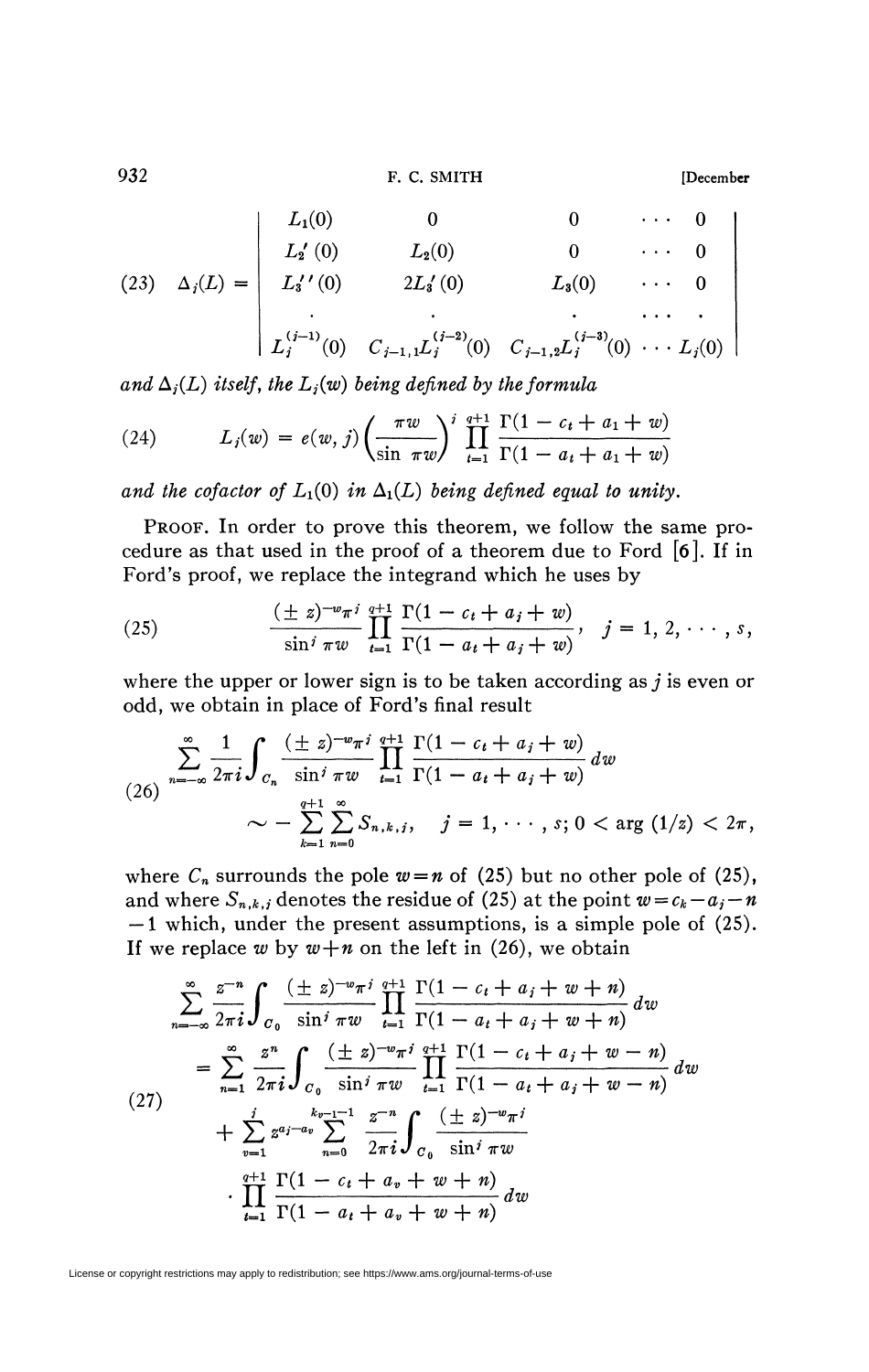$$
(23) \quad \Delta_j(L) = \begin{vmatrix} L_1(0) & 0 & 0 & \cdots & 0 \\ L_2'(0) & L_2(0) & 0 & \cdots & 0 \\ L_3''(0) & 2L_3'(0) & L_3(0) & \cdots & 0 \\ \cdot & \cdot & \cdot & \cdots & \cdot \\ L_j^{(j-1)}(0) & C_{j-1,1}L_j^{(j-2)}(0) & C_{j-1,2}L_j^{(j-3)}(0) & \cdots & L_j(0) \end{vmatrix}
$$

*and* $\Delta_j(L)$ *itself, the* $L_j(w)$ *being defined by the formula*

$$
(24) \qquad L_j(w) = e(w, j)\left(\frac{\pi w}{\sin \pi w}\right)^j \prod_{t=1}^{q+1} \frac{\Gamma(1 - c_t + a_1 + w)}{\Gamma(1 - a_t + a_1 + w)}
$$

*and the cofactor of* $L_1(0)$ *in* $\Delta_1(L)$ *being defined equal to unity.*

Proof. In order to prove this theorem, we follow the same procedure as that used in the proof of a theorem due to Ford [6]. If in Ford's proof, we replace the integrand which he uses by

$$
(25) \qquad \frac{(\pm z)^{-w}\pi^j}{\sin^j \pi w} \prod_{t=1}^{q+1} \frac{\Gamma(1 - c_t + a_j + w)}{\Gamma(1 - a_t + a_j + w)}, \quad j = 1, 2, \cdots, s,
$$

where the upper or lower sign is to be taken according as $j$ is even or odd, we obtain in place of Ford's final result

$$
(26) \qquad \begin{aligned} &\sum_{n=-\infty}^{\infty} \frac{1}{2\pi i} \int_{C_n} \frac{(\pm z)^{-w}\pi^j}{\sin^j \pi w} \prod_{t=1}^{q+1} \frac{\Gamma(1 - c_t + a_j + w)}{\Gamma(1 - a_t + a_j + w)} dw \\ &\qquad \sim - \sum_{k=1}^{q+1} \sum_{n=0}^{\infty} S_{n,k,j}, \quad j = 1, \cdots, s; \; 0 < \arg(1/z) < 2\pi, \end{aligned}
$$

where $C_n$ surrounds the pole $w = n$ of (25) but no other pole of (25), and where $S_{n,k,j}$ denotes the residue of (25) at the point $w = c_k - a_j - n - 1$ which, under the present assumptions, is a simple pole of (25). If we replace $w$ by $w + n$ on the left in (26), we obtain

$$
(27) \qquad \begin{aligned} &\sum_{n=-\infty}^{\infty} \frac{z^{-n}}{2\pi i} \int_{C_0} \frac{(\pm z)^{-w}\pi^j}{\sin^j \pi w} \prod_{t=1}^{q+1} \frac{\Gamma(1 - c_t + a_j + w + n)}{\Gamma(1 - a_t + a_j + w + n)} dw \\ &\quad = \sum_{n=1}^{\infty} \frac{z^n}{2\pi i} \int_{C_0} \frac{(\pm z)^{-w}\pi^j}{\sin^j \pi w} \prod_{t=1}^{q+1} \frac{\Gamma(1 - c_t + a_j + w - n)}{\Gamma(1 - a_t + a_j + w - n)} dw \\ &\quad + \sum_{v=1}^{j} z^{a_j - a_v} \sum_{n=0}^{k_v - 1 - 1} \frac{z^{-n}}{2\pi i} \int_{C_0} \frac{(\pm z)^{-w}\pi^j}{\sin^j \pi w} \\ &\quad \cdot \prod_{t=1}^{q+1} \frac{\Gamma(1 - c_t + a_v + w + n)}{\Gamma(1 - a_t + a_v + w + n)} dw \end{aligned}
$$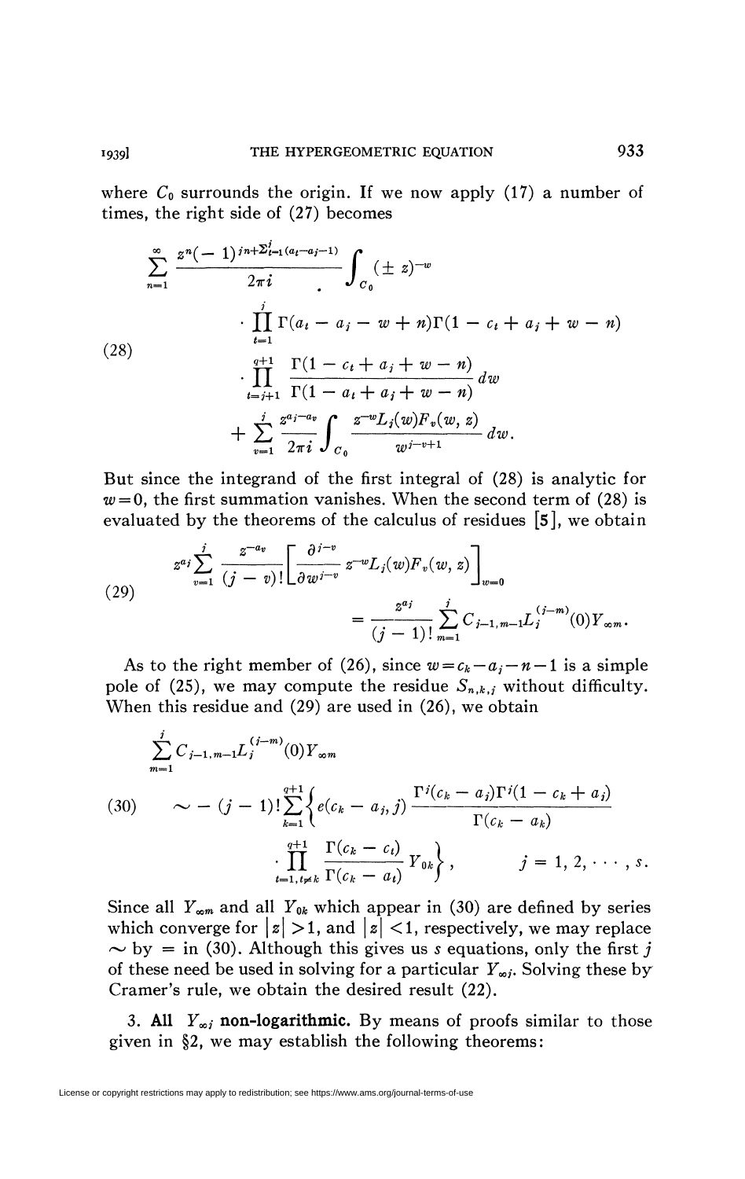where $C_0$ surrounds the origin. If we now apply (17) a number of times, the right side of (27) becomes

$$
\begin{aligned}
&\sum_{n=1}^{\infty} \frac{z^n(-1)^{jn+\sum_{t=1}^{j}(a_t-a_j-1)}}{2\pi i} \int_{C_0} (\pm z)^{-w} \\
&\quad \cdot \prod_{t=1}^{j} \Gamma(a_t - a_j - w + n)\Gamma(1 - c_t + a_j + w - n) \\
(28)\qquad &\quad \cdot \prod_{t=j+1}^{q+1} \frac{\Gamma(1 - c_t + a_j + w - n)}{\Gamma(1 - a_t + a_j + w - n)} dw \\
&\quad + \sum_{v=1}^{j} \frac{z^{a_j - a_v}}{2\pi i} \int_{C_0} \frac{z^{-w} L_j(w) F_v(w, z)}{w^{j-v+1}} dw.
\end{aligned}
$$

But since the integrand of the first integral of (28) is analytic for $w=0$, the first summation vanishes. When the second term of (28) is evaluated by the theorems of the calculus of residues [5], we obtain

$$
\begin{aligned}
(29)\qquad z^{a_j} \sum_{v=1}^{j} \frac{z^{-a_v}}{(j-v)!} \left[ \frac{\partial^{j-v}}{\partial w^{j-v}} z^{-w} L_j(w) F_v(w, z) \right]_{w=0} \\
= \frac{z^{a_j}}{(j-1)!} \sum_{m=1}^{j} C_{j-1, m-1} L_j^{(j-m)}(0) Y_{\infty m}.
\end{aligned}
$$

As to the right member of (26), since $w = c_k - a_j - n - 1$ is a simple pole of (25), we may compute the residue $S_{n,k,j}$ without difficulty. When this residue and (29) are used in (26), we obtain

$$
\begin{aligned}
&\sum_{m=1}^{j} C_{j-1, m-1} L_j^{(j-m)}(0) Y_{\infty m} \\
(30)\qquad &\sim -(j-1)! \sum_{k=1}^{q+1} \left\{ e(c_k - a_j, j) \frac{\Gamma^j(c_k - a_j)\Gamma^j(1 - c_k + a_j)}{\Gamma(c_k - a_k)} \right. \\
&\qquad \left. \cdot \prod_{t=1, t\neq k}^{q+1} \frac{\Gamma(c_k - c_t)}{\Gamma(c_k - a_t)} Y_{0k} \right\}, \qquad j = 1, 2, \cdots, s.
\end{aligned}
$$

Since all $Y_{\infty m}$ and all $Y_{0k}$ which appear in (30) are defined by series which converge for $|z| > 1$, and $|z| < 1$, respectively, we may replace $\sim$ by $=$ in (30). Although this gives us $s$ equations, only the first $j$ of these need be used in solving for a particular $Y_{\infty j}$. Solving these by Cramer's rule, we obtain the desired result (22).

3. **All $Y_{\infty j}$ non-logarithmic.** By means of proofs similar to those given in §2, we may establish the following theorems: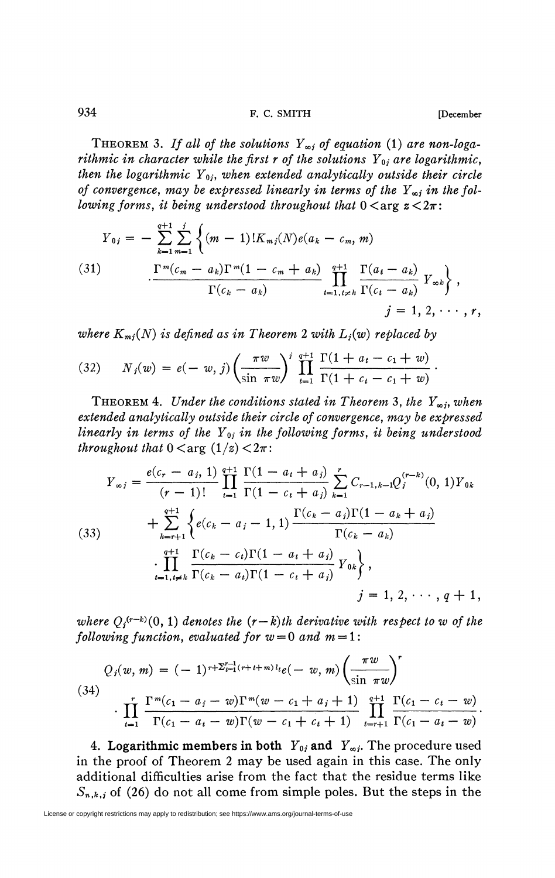THEOREM 3. *If all of the solutions $Y_{\infty j}$ of equation* (1) *are non-logarithmic in character while the first $r$ of the solutions $Y_{0j}$ are logarithmic, then the logarithmic $Y_{0j}$, when extended analytically outside their circle of convergence, may be expressed linearly in terms of the $Y_{\infty j}$ in the following forms, it being understood throughout that $0 < \arg z < 2\pi$:*

$$Y_{0j} = -\sum_{k=1}^{q+1}\sum_{m=1}^{j}\Bigg\{(m-1)!K_{mj}(N)e(a_k - c_m, m) \cdot \frac{\Gamma^m(c_m - a_k)\Gamma^m(1 - c_m + a_k)}{\Gamma(c_k - a_k)} \prod_{t=1, t\neq k}^{q+1} \frac{\Gamma(a_t - a_k)}{\Gamma(c_t - a_k)} Y_{\infty k}\Bigg\}, \tag{31}$$

$$j = 1, 2, \cdots, r,$$

*where $K_{mj}(N)$ is defined as in Theorem 2 with $L_j(w)$ replaced by*

$$N_j(w) = e(-w, j)\left(\frac{\pi w}{\sin \pi w}\right)^j \prod_{t=1}^{q+1} \frac{\Gamma(1 + a_t - c_1 + w)}{\Gamma(1 + c_t - c_1 + w)}. \tag{32}$$

THEOREM 4. *Under the conditions stated in Theorem* 3, *the $Y_{\infty j}$, when extended analytically outside their circle of convergence, may be expressed linearly in terms of the $Y_{0j}$ in the following forms, it being understood throughout that $0 < \arg(1/z) < 2\pi$:*

$$\begin{aligned} Y_{\infty j} = {} & \frac{e(c_r - a_j, 1)}{(r-1)!} \prod_{t=1}^{q+1} \frac{\Gamma(1 - a_t + a_j)}{\Gamma(1 - c_t + a_j)} \sum_{k=1}^{r} C_{r-1,k-1} Q_j^{(r-k)}(0, 1) Y_{0k} \\ & + \sum_{k=r+1}^{q+1}\Bigg\{e(c_k - a_j - 1, 1)\frac{\Gamma(c_k - a_j)\Gamma(1 - a_k + a_j)}{\Gamma(c_k - a_k)} \\ & \cdot \prod_{t=1, t\neq k}^{q+1} \frac{\Gamma(c_k - c_t)\Gamma(1 - a_t + a_j)}{\Gamma(c_k - a_t)\Gamma(1 - c_t + a_j)} Y_{0k}\Bigg\}, \end{aligned} \tag{33}$$

$$j = 1, 2, \cdots, q+1,$$

*where $Q_j^{(r-k)}(0, 1)$ denotes the $(r-k)$th derivative with respect to $w$ of the following function, evaluated for $w = 0$ and $m = 1$:*

$$\begin{aligned} Q_j(w, m) = {} & (-1)^{r + \sum_{t=1}^{r-1}(r+t+m)l_t} e(-w, m)\left(\frac{\pi w}{\sin \pi w}\right)^r \\ & \cdot \prod_{t=1}^{r} \frac{\Gamma^m(c_1 - a_j - w)\Gamma^m(w - c_1 + a_j + 1)}{\Gamma(c_1 - a_t - w)\Gamma(w - c_1 + c_t + 1)} \prod_{t=r+1}^{q+1} \frac{\Gamma(c_1 - c_t - w)}{\Gamma(c_1 - a_t - w)}. \end{aligned} \tag{34}$$

4. **Logarithmic members in both $Y_{0j}$ and $Y_{\infty j}$.** The procedure used in the proof of Theorem 2 may be used again in this case. The only additional difficulties arise from the fact that the residue terms like $S_{n,k,j}$ of (26) do not all come from simple poles. But the steps in the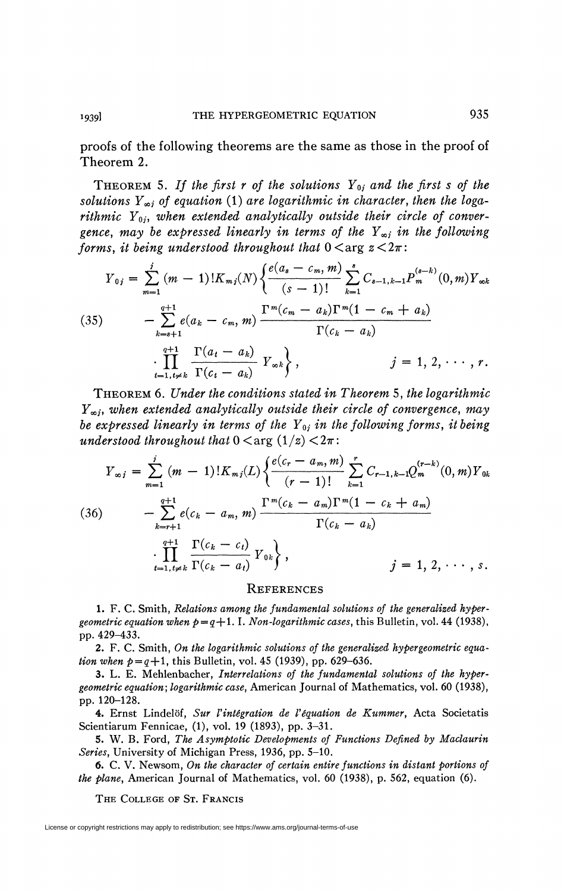proofs of the following theorems are the same as those in the proof of Theorem 2.

THEOREM 5. *If the first $r$ of the solutions $Y_{0j}$ and the first $s$ of the solutions $Y_{\infty j}$ of equation (1) are logarithmic in character, then the logarithmic $Y_{0j}$, when extended analytically outside their circle of convergence, may be expressed linearly in terms of the $Y_{\infty j}$ in the following forms, it being understood throughout that* $0 < \arg z < 2\pi$:

$$
\begin{aligned}
Y_{0j} = \sum_{m=1}^{j} (m-1)! K_{mj}(N) \Bigg\{ & \frac{e(a_s - c_m, m)}{(s-1)!} \sum_{k=1}^{s} C_{s-1,k-1} P_m^{(s-k)}(0, m) Y_{\infty k} \\
& - \sum_{k=s+1}^{q+1} e(a_k - c_m, m) \frac{\Gamma^m(c_m - a_k)\Gamma^m(1 - c_m + a_k)}{\Gamma(c_k - a_k)} \\
& \cdot \prod_{t=1, t\neq k}^{q+1} \frac{\Gamma(a_t - a_k)}{\Gamma(c_t - a_k)} Y_{\infty k} \Bigg\}, \qquad j = 1, 2, \cdots, r.
\end{aligned} \tag{35}
$$

THEOREM 6. *Under the conditions stated in Theorem 5, the logarithmic $Y_{\infty j}$, when extended analytically outside their circle of convergence, may be expressed linearly in terms of the $Y_{0j}$ in the following forms, it being understood throughout that* $0 < \arg (1/z) < 2\pi$:

$$
\begin{aligned}
Y_{\infty j} = \sum_{m=1}^{j} (m-1)! K_{mj}(L) \Bigg\{ & \frac{e(c_r - a_m, m)}{(r-1)!} \sum_{k=1}^{r} C_{r-1,k-1} Q_m^{(r-k)}(0, m) Y_{0k} \\
& - \sum_{k=r+1}^{q+1} e(c_k - a_m, m) \frac{\Gamma^m(c_k - a_m)\Gamma^m(1 - c_k + a_m)}{\Gamma(c_k - a_k)} \\
& \cdot \prod_{t=1, t\neq k}^{q+1} \frac{\Gamma(c_k - c_t)}{\Gamma(c_k - a_t)} Y_{0k} \Bigg\}, \qquad j = 1, 2, \cdots, s.
\end{aligned} \tag{36}
$$

## REFERENCES

1. F. C. Smith, *Relations among the fundamental solutions of the generalized hypergeometric equation when $p = q+1$. I. Non-logarithmic cases*, this Bulletin, vol. 44 (1938), pp. 429–433.
2. F. C. Smith, *On the logarithmic solutions of the generalized hypergeometric equation when $p = q+1$*, this Bulletin, vol. 45 (1939), pp. 629–636.
3. L. E. Mehlenbacher, *Interrelations of the fundamental solutions of the hypergeometric equation; logarithmic case*, American Journal of Mathematics, vol. 60 (1938), pp. 120–128.
4. Ernst Lindelöf, *Sur l'intégration de l'équation de Kummer*, Acta Societatis Scientiarum Fennicae, (1), vol. 19 (1893), pp. 3–31.
5. W. B. Ford, *The Asymptotic Developments of Functions Defined by Maclaurin Series*, University of Michigan Press, 1936, pp. 5–10.
6. C. V. Newsom, *On the character of certain entire functions in distant portions of the plane*, American Journal of Mathematics, vol. 60 (1938), p. 562, equation (6).

THE COLLEGE OF ST. FRANCIS